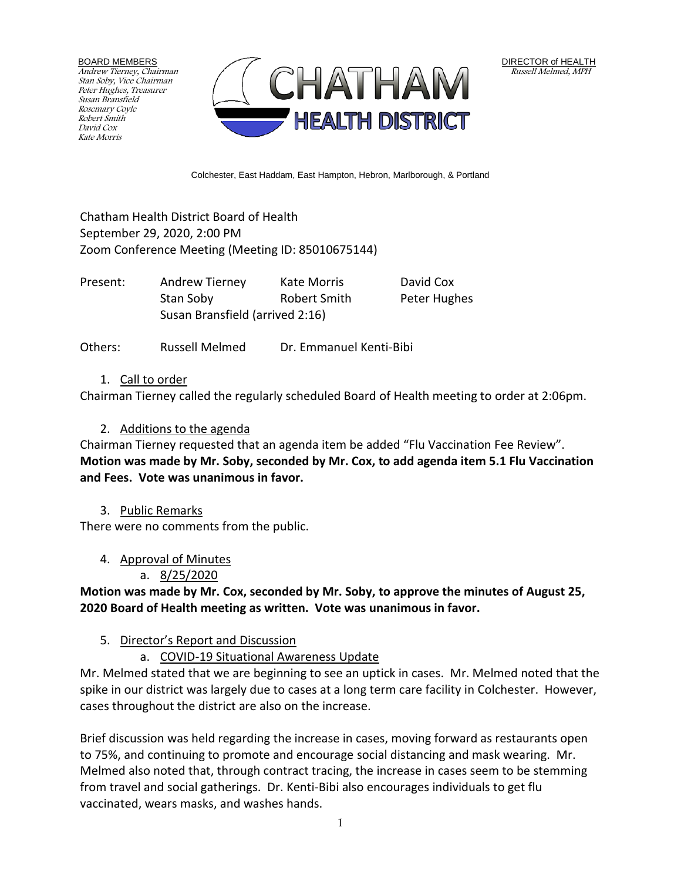BOARD MEMBERS
*Andrew Tierney, Chairman*
*Stan Soby, Vice Chairman*
*Peter Hughes, Treasurer*
*Susan Bransfield*
*Rosemary Coyle*
*Robert Smith*
*David Cox*
*Kate Morris*

# CHATHAM HEALTH DISTRICT

DIRECTOR of HEALTH
*Russell Melmed, MPH*

Colchester, East Haddam, East Hampton, Hebron, Marlborough, & Portland

Chatham Health District Board of Health
September 29, 2020, 2:00 PM
Zoom Conference Meeting (Meeting ID: 85010675144)

| Present: | Andrew Tierney | Kate Morris | David Cox |
|---|---|---|---|
| | Stan Soby | Robert Smith | Peter Hughes |
| | Susan Bransfield (arrived 2:16) | | |

Others: Russell Melmed Dr. Emmanuel Kenti-Bibi

1. Call to order

Chairman Tierney called the regularly scheduled Board of Health meeting to order at 2:06pm.

2. Additions to the agenda

Chairman Tierney requested that an agenda item be added "Flu Vaccination Fee Review". **Motion was made by Mr. Soby, seconded by Mr. Cox, to add agenda item 5.1 Flu Vaccination and Fees. Vote was unanimous in favor.**

3. Public Remarks

There were no comments from the public.

4. Approval of Minutes
    a. 8/25/2020

**Motion was made by Mr. Cox, seconded by Mr. Soby, to approve the minutes of August 25, 2020 Board of Health meeting as written. Vote was unanimous in favor.**

5. Director's Report and Discussion
    a. COVID-19 Situational Awareness Update

Mr. Melmed stated that we are beginning to see an uptick in cases. Mr. Melmed noted that the spike in our district was largely due to cases at a long term care facility in Colchester. However, cases throughout the district are also on the increase.

Brief discussion was held regarding the increase in cases, moving forward as restaurants open to 75%, and continuing to promote and encourage social distancing and mask wearing. Mr. Melmed also noted that, through contract tracing, the increase in cases seem to be stemming from travel and social gatherings. Dr. Kenti-Bibi also encourages individuals to get flu vaccinated, wears masks, and washes hands.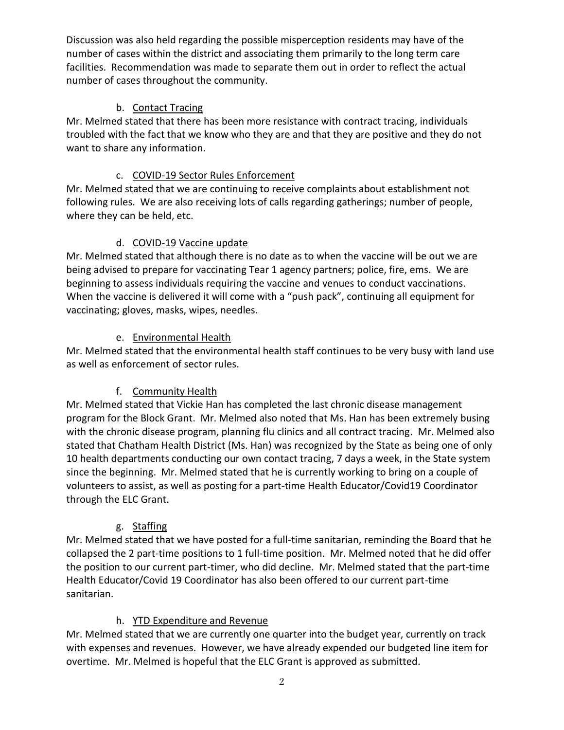Discussion was also held regarding the possible misperception residents may have of the number of cases within the district and associating them primarily to the long term care facilities. Recommendation was made to separate them out in order to reflect the actual number of cases throughout the community.

b. Contact Tracing

Mr. Melmed stated that there has been more resistance with contract tracing, individuals troubled with the fact that we know who they are and that they are positive and they do not want to share any information.

c. COVID-19 Sector Rules Enforcement

Mr. Melmed stated that we are continuing to receive complaints about establishment not following rules. We are also receiving lots of calls regarding gatherings; number of people, where they can be held, etc.

d. COVID-19 Vaccine update

Mr. Melmed stated that although there is no date as to when the vaccine will be out we are being advised to prepare for vaccinating Tear 1 agency partners; police, fire, ems. We are beginning to assess individuals requiring the vaccine and venues to conduct vaccinations. When the vaccine is delivered it will come with a "push pack", continuing all equipment for vaccinating; gloves, masks, wipes, needles.

e. Environmental Health

Mr. Melmed stated that the environmental health staff continues to be very busy with land use as well as enforcement of sector rules.

f. Community Health

Mr. Melmed stated that Vickie Han has completed the last chronic disease management program for the Block Grant. Mr. Melmed also noted that Ms. Han has been extremely busing with the chronic disease program, planning flu clinics and all contract tracing. Mr. Melmed also stated that Chatham Health District (Ms. Han) was recognized by the State as being one of only 10 health departments conducting our own contact tracing, 7 days a week, in the State system since the beginning. Mr. Melmed stated that he is currently working to bring on a couple of volunteers to assist, as well as posting for a part-time Health Educator/Covid19 Coordinator through the ELC Grant.

g. Staffing

Mr. Melmed stated that we have posted for a full-time sanitarian, reminding the Board that he collapsed the 2 part-time positions to 1 full-time position. Mr. Melmed noted that he did offer the position to our current part-timer, who did decline. Mr. Melmed stated that the part-time Health Educator/Covid 19 Coordinator has also been offered to our current part-time sanitarian.

h. YTD Expenditure and Revenue

Mr. Melmed stated that we are currently one quarter into the budget year, currently on track with expenses and revenues. However, we have already expended our budgeted line item for overtime. Mr. Melmed is hopeful that the ELC Grant is approved as submitted.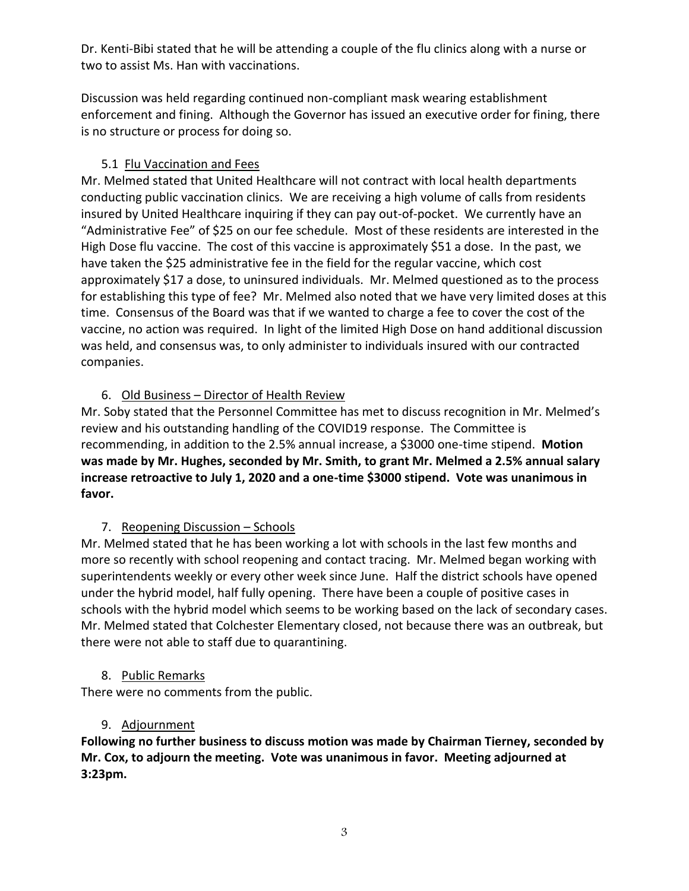Dr. Kenti-Bibi stated that he will be attending a couple of the flu clinics along with a nurse or two to assist Ms. Han with vaccinations.

Discussion was held regarding continued non-compliant mask wearing establishment enforcement and fining. Although the Governor has issued an executive order for fining, there is no structure or process for doing so.

### 5.1 Flu Vaccination and Fees

Mr. Melmed stated that United Healthcare will not contract with local health departments conducting public vaccination clinics. We are receiving a high volume of calls from residents insured by United Healthcare inquiring if they can pay out-of-pocket. We currently have an "Administrative Fee" of $25 on our fee schedule. Most of these residents are interested in the High Dose flu vaccine. The cost of this vaccine is approximately $51 a dose. In the past, we have taken the $25 administrative fee in the field for the regular vaccine, which cost approximately $17 a dose, to uninsured individuals. Mr. Melmed questioned as to the process for establishing this type of fee? Mr. Melmed also noted that we have very limited doses at this time. Consensus of the Board was that if we wanted to charge a fee to cover the cost of the vaccine, no action was required. In light of the limited High Dose on hand additional discussion was held, and consensus was, to only administer to individuals insured with our contracted companies.

### 6. Old Business – Director of Health Review

Mr. Soby stated that the Personnel Committee has met to discuss recognition in Mr. Melmed's review and his outstanding handling of the COVID19 response. The Committee is recommending, in addition to the 2.5% annual increase, a $3000 one-time stipend. **Motion was made by Mr. Hughes, seconded by Mr. Smith, to grant Mr. Melmed a 2.5% annual salary increase retroactive to July 1, 2020 and a one-time $3000 stipend. Vote was unanimous in favor.**

### 7. Reopening Discussion – Schools

Mr. Melmed stated that he has been working a lot with schools in the last few months and more so recently with school reopening and contact tracing. Mr. Melmed began working with superintendents weekly or every other week since June. Half the district schools have opened under the hybrid model, half fully opening. There have been a couple of positive cases in schools with the hybrid model which seems to be working based on the lack of secondary cases. Mr. Melmed stated that Colchester Elementary closed, not because there was an outbreak, but there were not able to staff due to quarantining.

### 8. Public Remarks

There were no comments from the public.

### 9. Adjournment

**Following no further business to discuss motion was made by Chairman Tierney, seconded by Mr. Cox, to adjourn the meeting. Vote was unanimous in favor. Meeting adjourned at 3:23pm.**